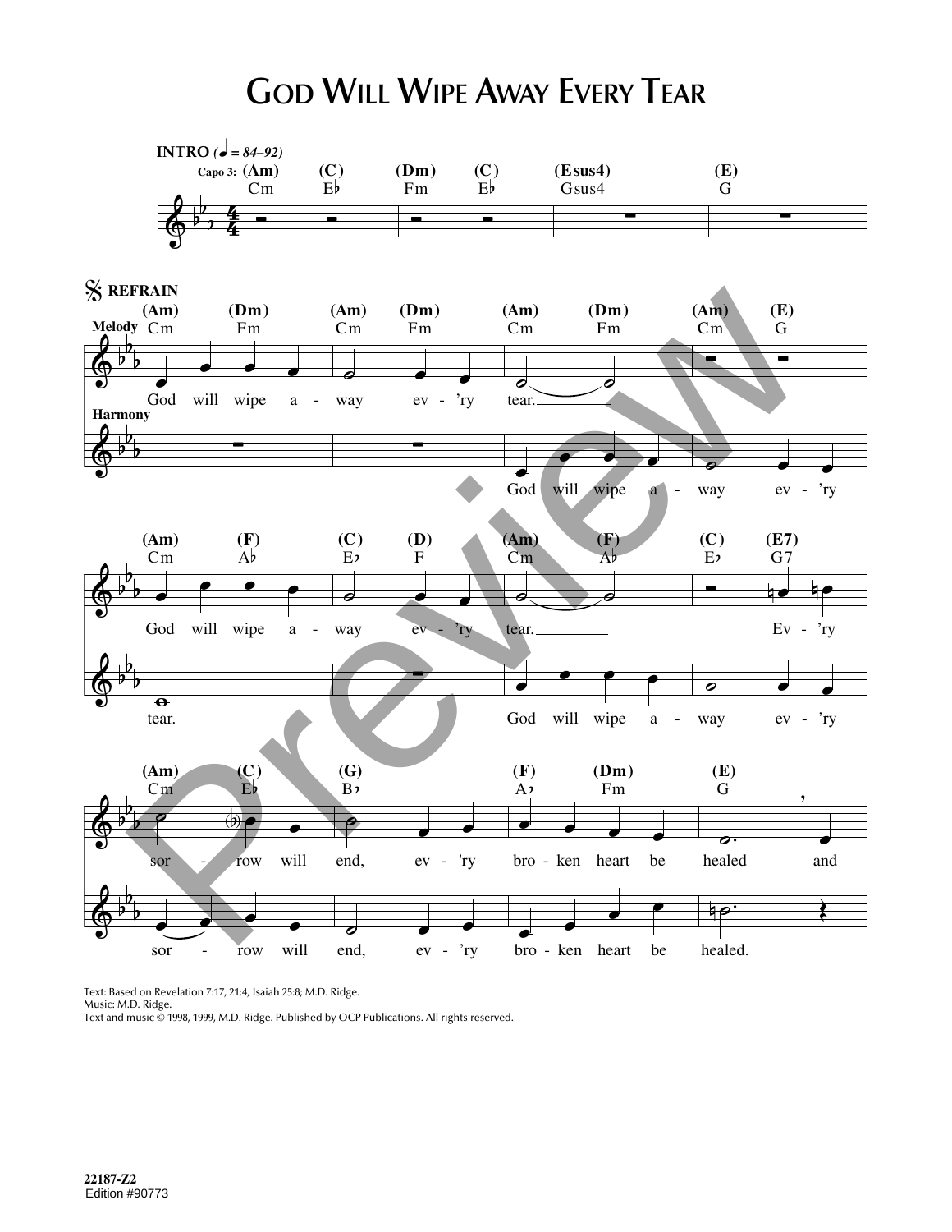# God Will Wipe Away Every Tear

**INTRO** (♩ = 84–92)

Capo 3: (Am) Cm, (C) E♭, (Dm) Fm, (C) E♭, (Esus4) Gsus4, (E) G

**REFRAIN**

**Melody**

God will wipe a - way ev - 'ry tear.
God will wipe a - way ev - 'ry tear.
Ev - 'ry sor - row will end, ev - 'ry bro - ken heart be healed and

**Harmony**

God will wipe a - way ev - 'ry tear.
God will wipe a - way ev - 'ry sor - row will end, ev - 'ry bro - ken heart be healed.

Text: Based on Revelation 7:17, 21:4, Isaiah 25:8; M.D. Ridge.
Music: M.D. Ridge.
Text and music © 1998, 1999, M.D. Ridge. Published by OCP Publications. All rights reserved.

22187-Z2
Edition #90773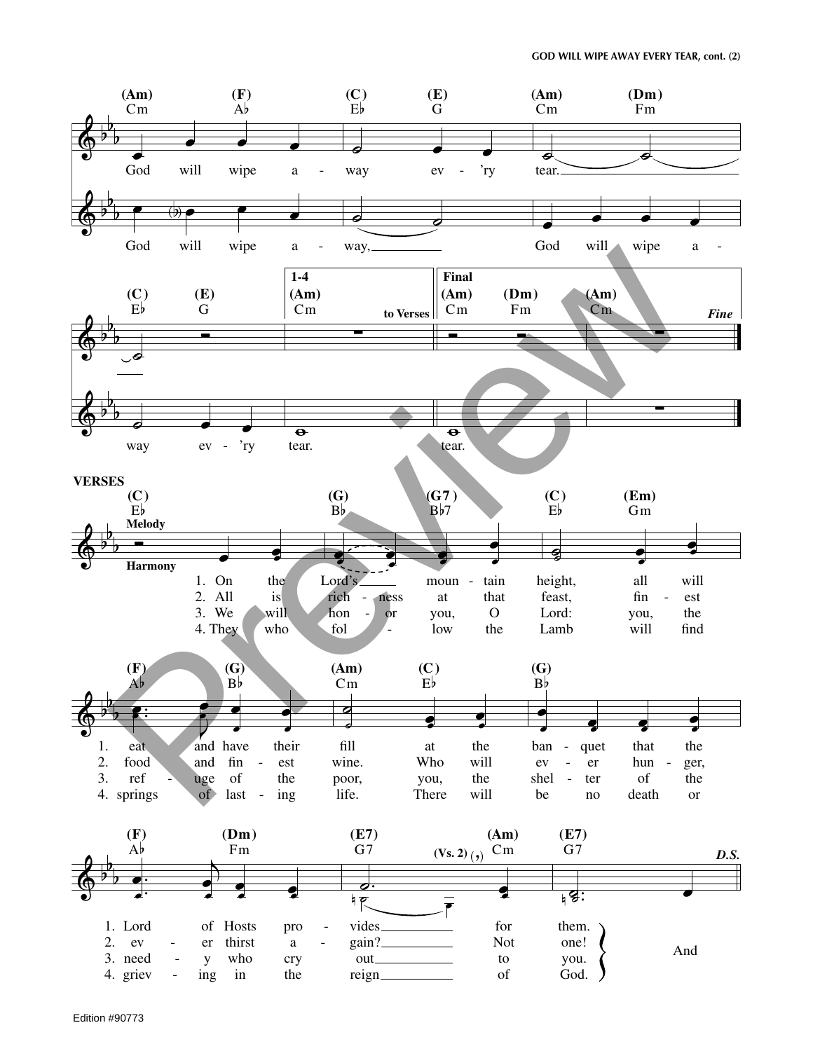God will wipe a - way ev - 'ry tear.

God will wipe a - way, God will wipe a - way ev - 'ry tear.

1-4 to Verses

Final

tear.

*Fine*

**VERSES**

Melody

Harmony

1. On the Lord's moun - tain height, all will eat and have their fill at the ban - quet that the Lord of Hosts pro - vides for them.
2. All is rich - ness at that feast, fin - est food and fin - est wine. Who will ev - er hun - ger, ev - er thirst a - gain? Not one!
3. We will hon - or you, O Lord: you, the ref - uge of the poor, you, the shel - ter of the need - y who cry out to you.
4. They who fol - low the Lamb will find springs of last - ing life. There will be no death or griev - ing in the reign of God.

And

(Vs. 2) (,)

*D.S.*

Edition #90773